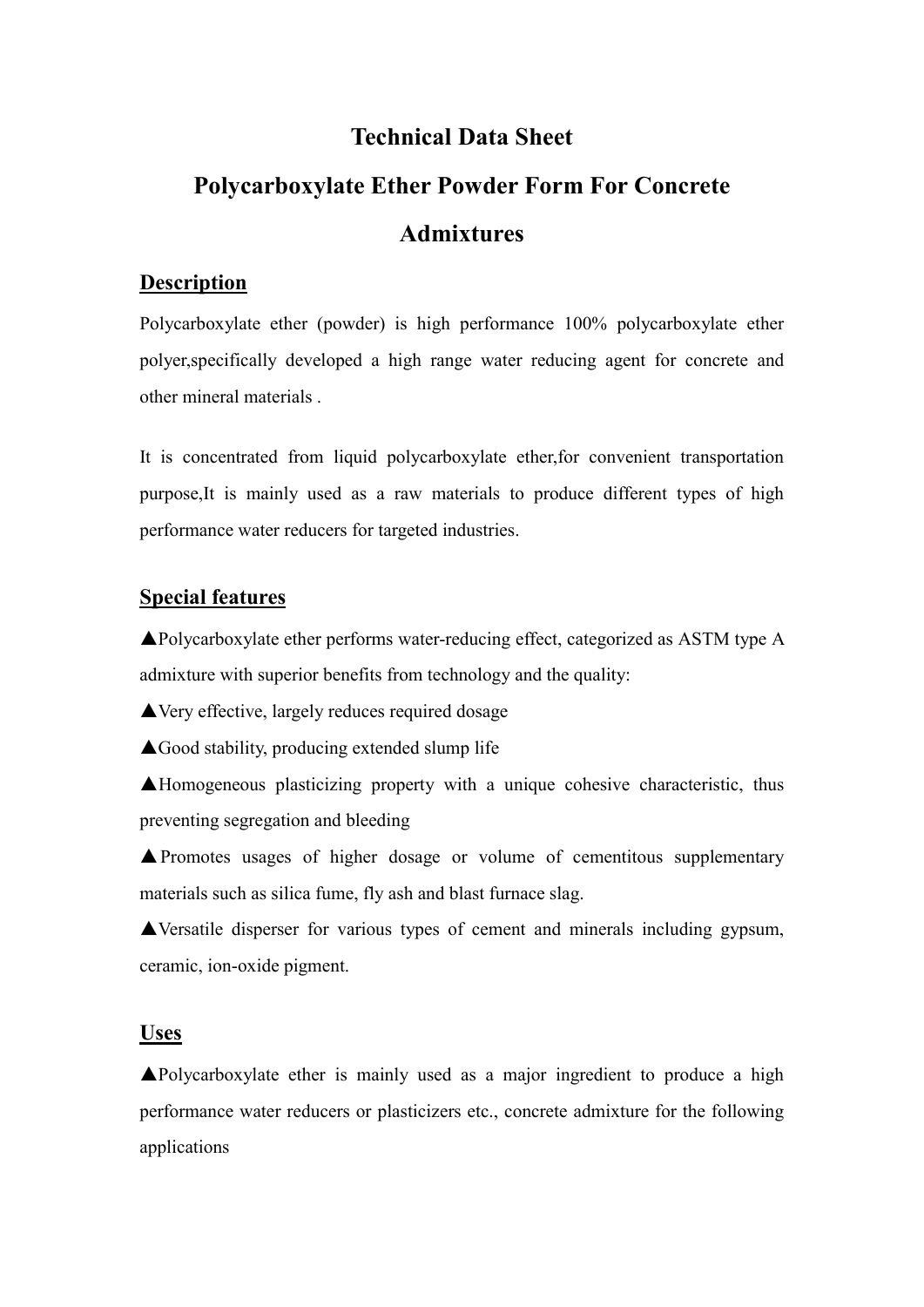# Technical Data Sheet

# Polycarboxylate Ether Powder Form For Concrete Admixtures

## Description

Polycarboxylate ether (powder) is high performance 100% polycarboxylate ether polyer,specifically developed a high range water reducing agent for concrete and other mineral materials .

It is concentrated from liquid polycarboxylate ether,for convenient transportation purpose,It is mainly used as a raw materials to produce different types of high performance water reducers for targeted industries.

## Special features

▲Polycarboxylate ether performs water-reducing effect, categorized as ASTM type A admixture with superior benefits from technology and the quality:

▲Very effective, largely reduces required dosage

▲Good stability, producing extended slump life

▲Homogeneous plasticizing property with a unique cohesive characteristic, thus preventing segregation and bleeding

▲Promotes usages of higher dosage or volume of cementitous supplementary materials such as silica fume, fly ash and blast furnace slag.

▲Versatile disperser for various types of cement and minerals including gypsum, ceramic, ion-oxide pigment.

## Uses

▲Polycarboxylate ether is mainly used as a major ingredient to produce a high performance water reducers or plasticizers etc., concrete admixture for the following applications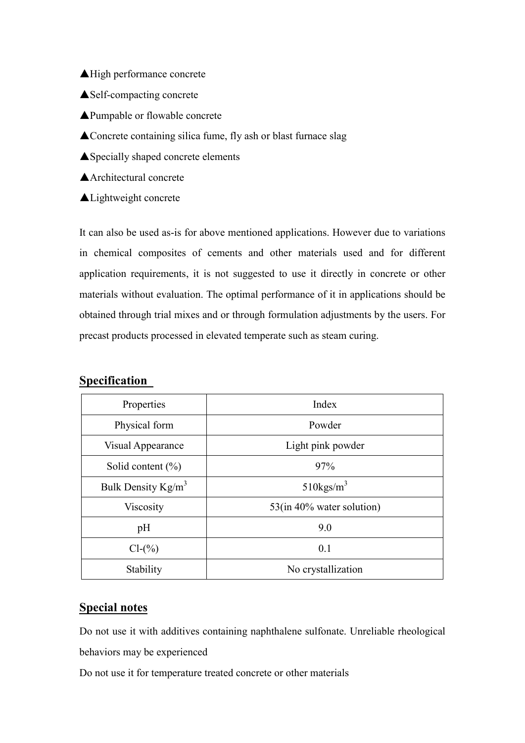▲High performance concrete

▲Self-compacting concrete

▲Pumpable or flowable concrete

▲Concrete containing silica fume, fly ash or blast furnace slag

▲Specially shaped concrete elements

▲Architectural concrete

▲Lightweight concrete

It can also be used as-is for above mentioned applications. However due to variations in chemical composites of cements and other materials used and for different application requirements, it is not suggested to use it directly in concrete or other materials without evaluation. The optimal performance of it in applications should be obtained through trial mixes and or through formulation adjustments by the users. For precast products processed in elevated temperate such as steam curing.

## Specification

| Properties | Index |
|---|---|
| Physical form | Powder |
| Visual Appearance | Light pink powder |
| Solid content (%) | 97% |
| Bulk Density $Kg/m^3$ | $510kgs/m^3$ |
| Viscosity | 53(in 40% water solution) |
| pH | 9.0 |
| Cl-(%) | 0.1 |
| Stability | No crystallization |

## Special notes

Do not use it with additives containing naphthalene sulfonate. Unreliable rheological behaviors may be experienced

Do not use it for temperature treated concrete or other materials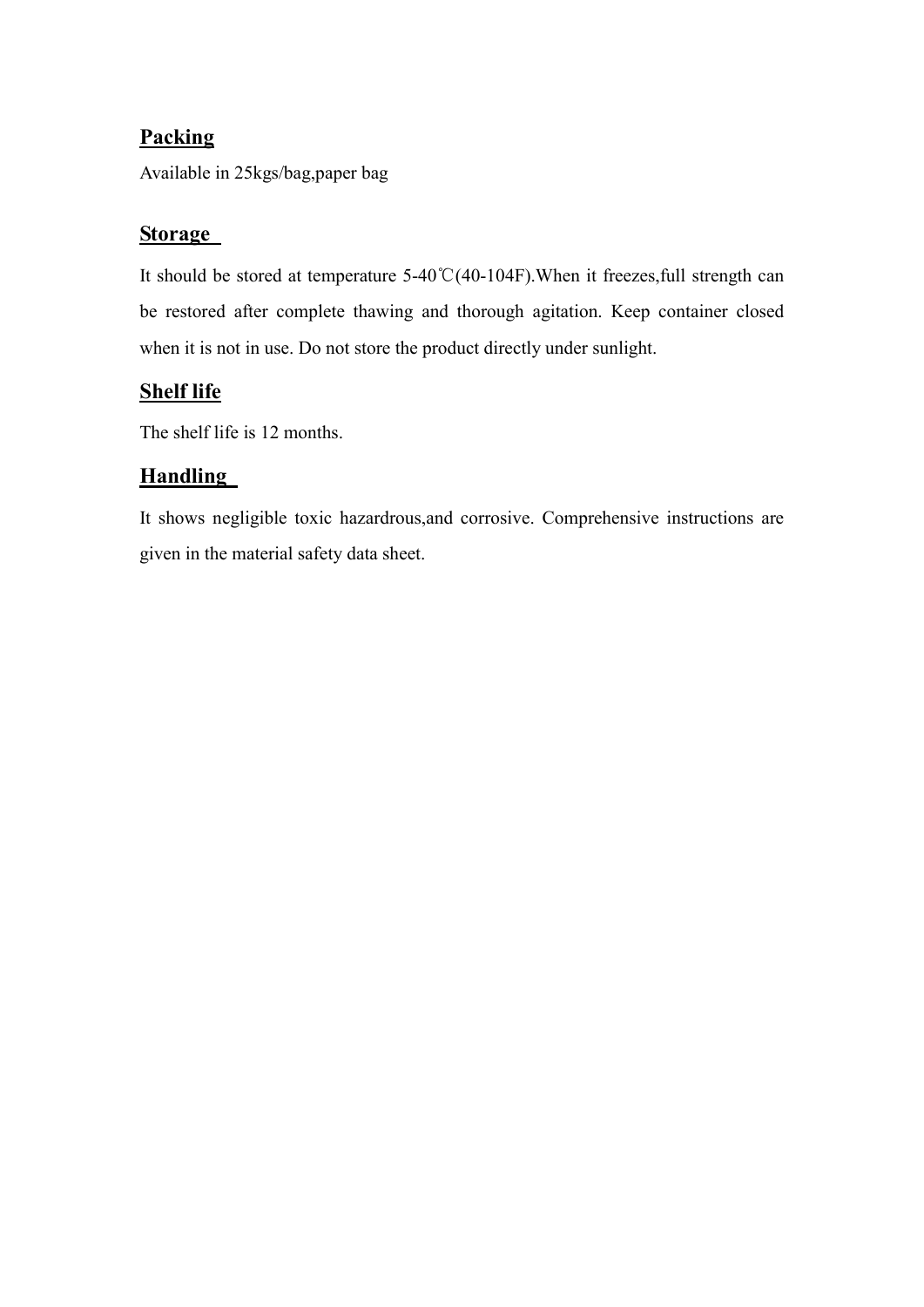## Packing

Available in 25kgs/bag,paper bag

## Storage

It should be stored at temperature 5-40℃(40-104F).When it freezes,full strength can be restored after complete thawing and thorough agitation. Keep container closed when it is not in use. Do not store the product directly under sunlight.

## Shelf life

The shelf life is 12 months.

## Handling

It shows negligible toxic hazardrous,and corrosive. Comprehensive instructions are given in the material safety data sheet.